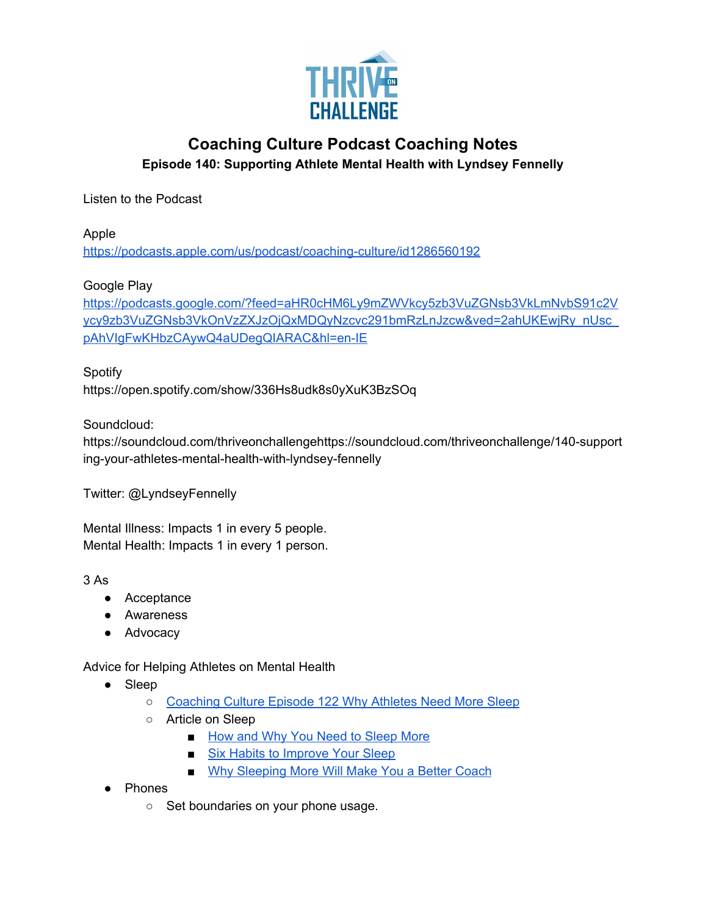# Coaching Culture Podcast Coaching Notes

## Episode 140: Supporting Athlete Mental Health with Lyndsey Fennelly

Listen to the Podcast

Apple
https://podcasts.apple.com/us/podcast/coaching-culture/id1286560192

Google Play
https://podcasts.google.com/?feed=aHR0cHM6Ly9mZWVkcy5zb3VuZGNsb3VkLmNvbS91c2Vycy9zb3VuZGNsb3VkOnVzZXJzOjQxMDQyNzcvc291bmRzLnJzcw&ved=2ahUKEwjRy_nUsc_pAhVIgFwKHbzCAywQ4aUDegQIARAC&hl=en-IE

Spotify
https://open.spotify.com/show/336Hs8udk8s0yXuK3BzSOq

Soundcloud:
https://soundcloud.com/thriveonchallengehttps://soundcloud.com/thriveonchallenge/140-supporting-your-athletes-mental-health-with-lyndsey-fennelly

Twitter: @LyndseyFennelly

Mental Illness: Impacts 1 in every 5 people.
Mental Health: Impacts 1 in every 1 person.

3 As

- Acceptance
- Awareness
- Advocacy

Advice for Helping Athletes on Mental Health

- Sleep
  - Coaching Culture Episode 122 Why Athletes Need More Sleep
  - Article on Sleep
    - How and Why You Need to Sleep More
    - Six Habits to Improve Your Sleep
    - Why Sleeping More Will Make You a Better Coach
- Phones
  - Set boundaries on your phone usage.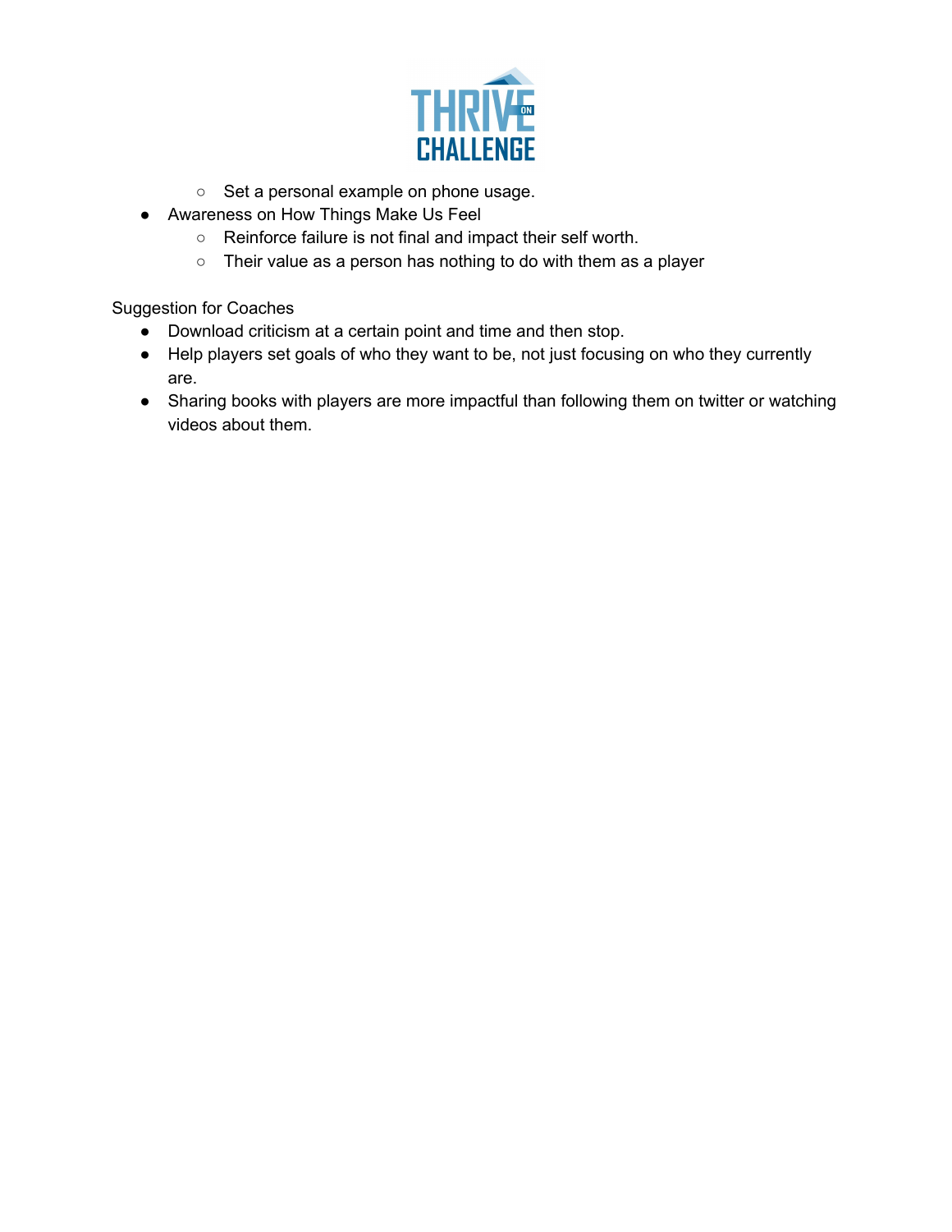- Set a personal example on phone usage.
- Awareness on How Things Make Us Feel
  - Reinforce failure is not final and impact their self worth.
  - Their value as a person has nothing to do with them as a player

Suggestion for Coaches

- Download criticism at a certain point and time and then stop.
- Help players set goals of who they want to be, not just focusing on who they currently are.
- Sharing books with players are more impactful than following them on twitter or watching videos about them.